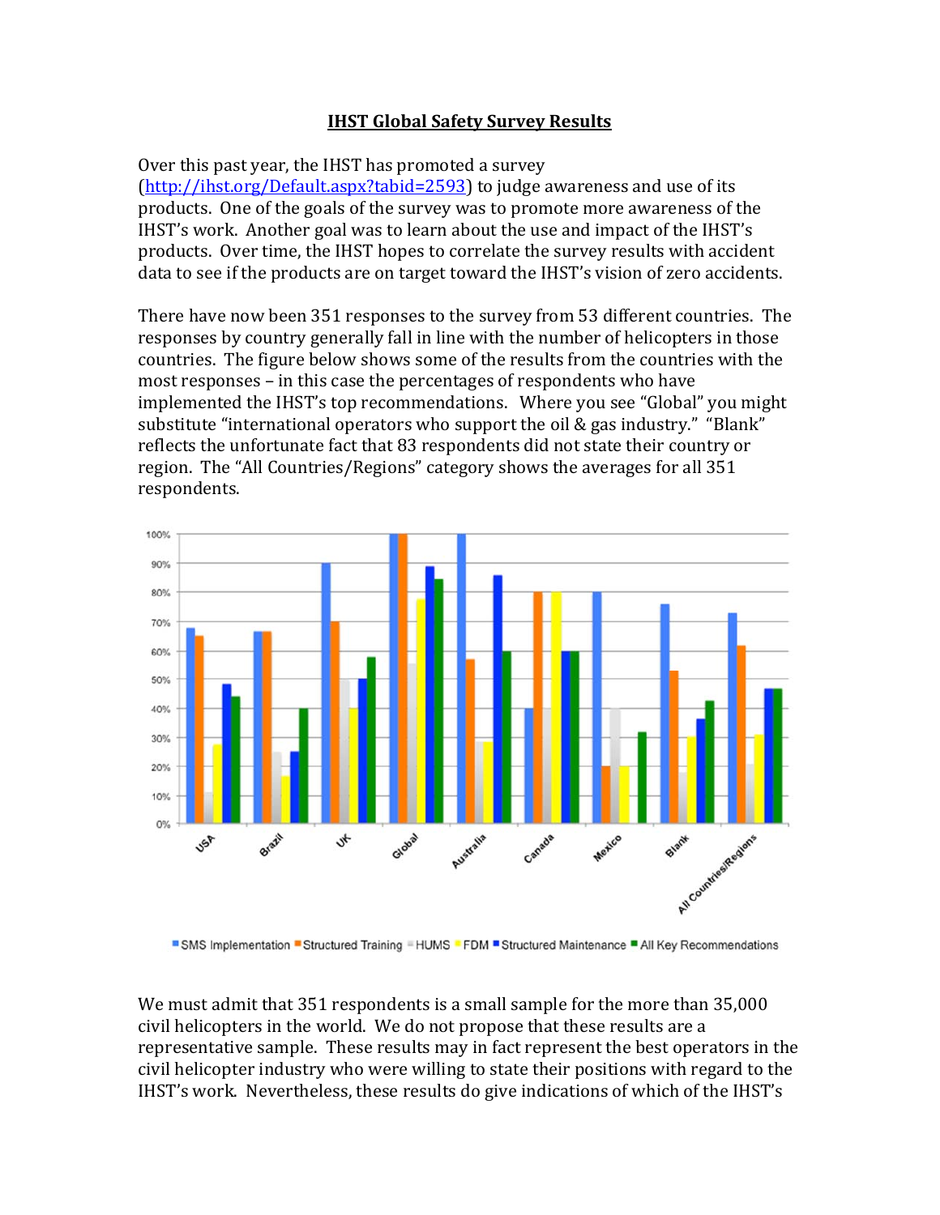# IHST Global Safety Survey Results

Over this past year, the IHST has promoted a survey (http://ihst.org/Default.aspx?tabid=2593) to judge awareness and use of its products. One of the goals of the survey was to promote more awareness of the IHST's work. Another goal was to learn about the use and impact of the IHST's products. Over time, the IHST hopes to correlate the survey results with accident data to see if the products are on target toward the IHST's vision of zero accidents.

There have now been 351 responses to the survey from 53 different countries. The responses by country generally fall in line with the number of helicopters in those countries. The figure below shows some of the results from the countries with the most responses – in this case the percentages of respondents who have implemented the IHST's top recommendations. Where you see "Global" you might substitute "international operators who support the oil & gas industry." "Blank" reflects the unfortunate fact that 83 respondents did not state their country or region. The "All Countries/Regions" category shows the averages for all 351 respondents.

We must admit that 351 respondents is a small sample for the more than 35,000 civil helicopters in the world. We do not propose that these results are a representative sample. These results may in fact represent the best operators in the civil helicopter industry who were willing to state their positions with regard to the IHST's work. Nevertheless, these results do give indications of which of the IHST's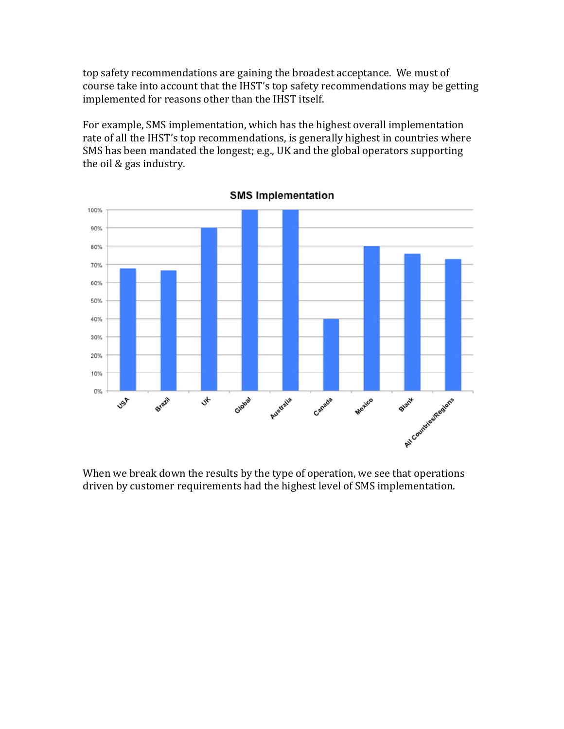top safety recommendations are gaining the broadest acceptance. We must of course take into account that the IHST's top safety recommendations may be getting implemented for reasons other than the IHST itself.

For example, SMS implementation, which has the highest overall implementation rate of all the IHST's top recommendations, is generally highest in countries where SMS has been mandated the longest; e.g., UK and the global operators supporting the oil & gas industry.

When we break down the results by the type of operation, we see that operations driven by customer requirements had the highest level of SMS implementation.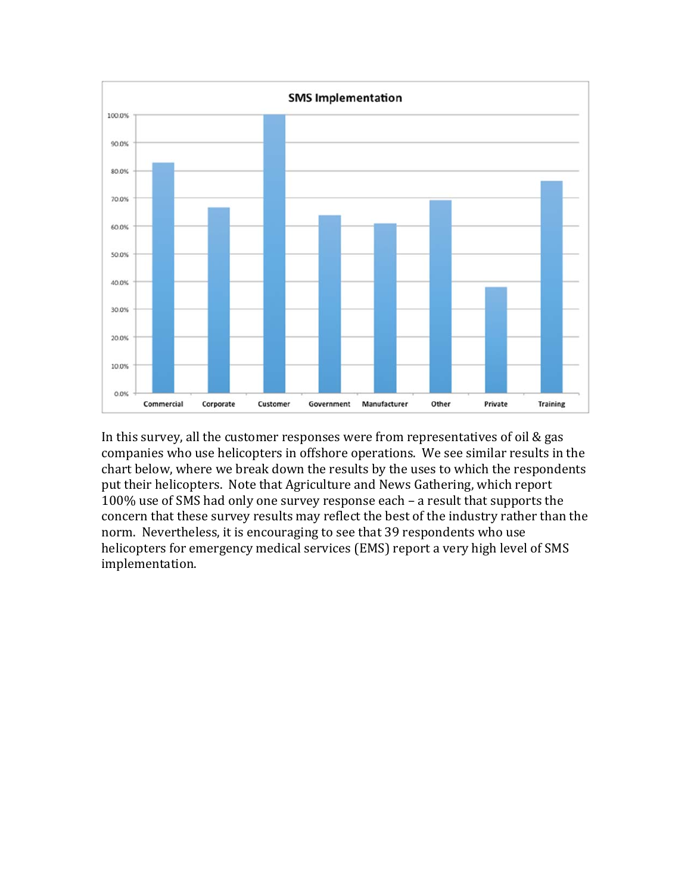**SMS Implementation**

| Category | SMS Implementation |
|---|---|
| Commercial | ~83% |
| Corporate | ~67% |
| Customer | 100% |
| Government | ~64% |
| Manufacturer | ~61% |
| Other | ~69% |
| Private | ~38% |
| Training | ~76% |

In this survey, all the customer responses were from representatives of oil & gas companies who use helicopters in offshore operations. We see similar results in the chart below, where we break down the results by the uses to which the respondents put their helicopters. Note that Agriculture and News Gathering, which report 100% use of SMS had only one survey response each – a result that supports the concern that these survey results may reflect the best of the industry rather than the norm. Nevertheless, it is encouraging to see that 39 respondents who use helicopters for emergency medical services (EMS) report a very high level of SMS implementation.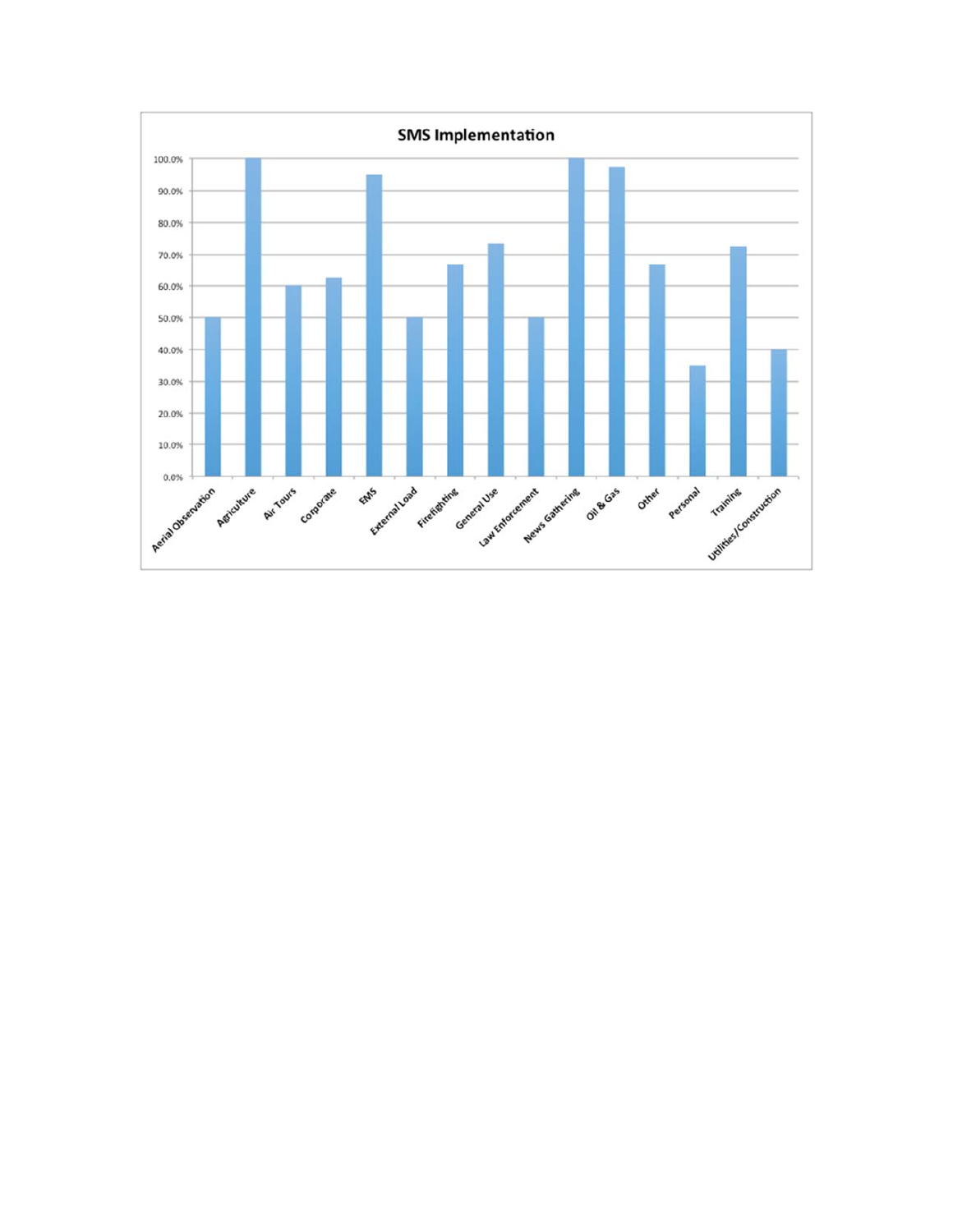**SMS Implementation**

100.0%
90.0%
80.0%
70.0%
60.0%
50.0%
40.0%
30.0%
20.0%
10.0%
0.0%

Aerial Observation, Agriculture, Air Tours, Corporate, EMS, External Load, Firefighting, General Use, Law Enforcement, News Gathering, Oil & Gas, Other, Personal, Training, Utilities/Construction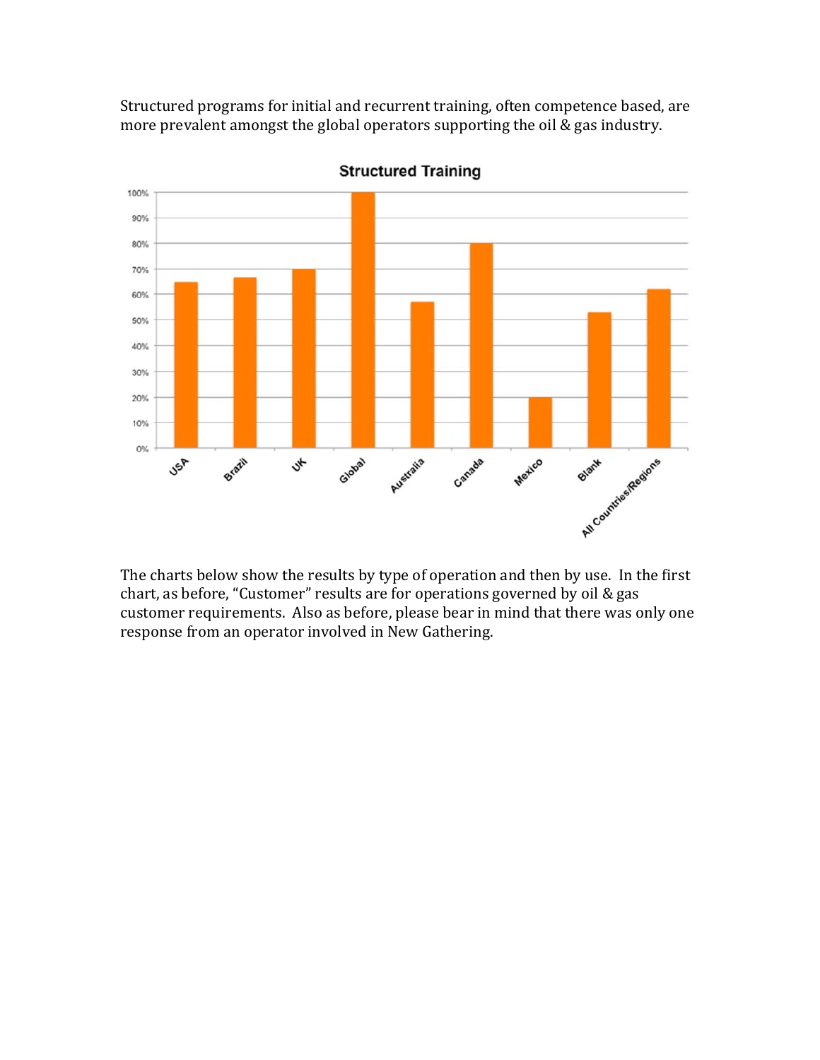Structured programs for initial and recurrent training, often competence based, are more prevalent amongst the global operators supporting the oil & gas industry.

The charts below show the results by type of operation and then by use. In the first chart, as before, “Customer” results are for operations governed by oil & gas customer requirements. Also as before, please bear in mind that there was only one response from an operator involved in New Gathering.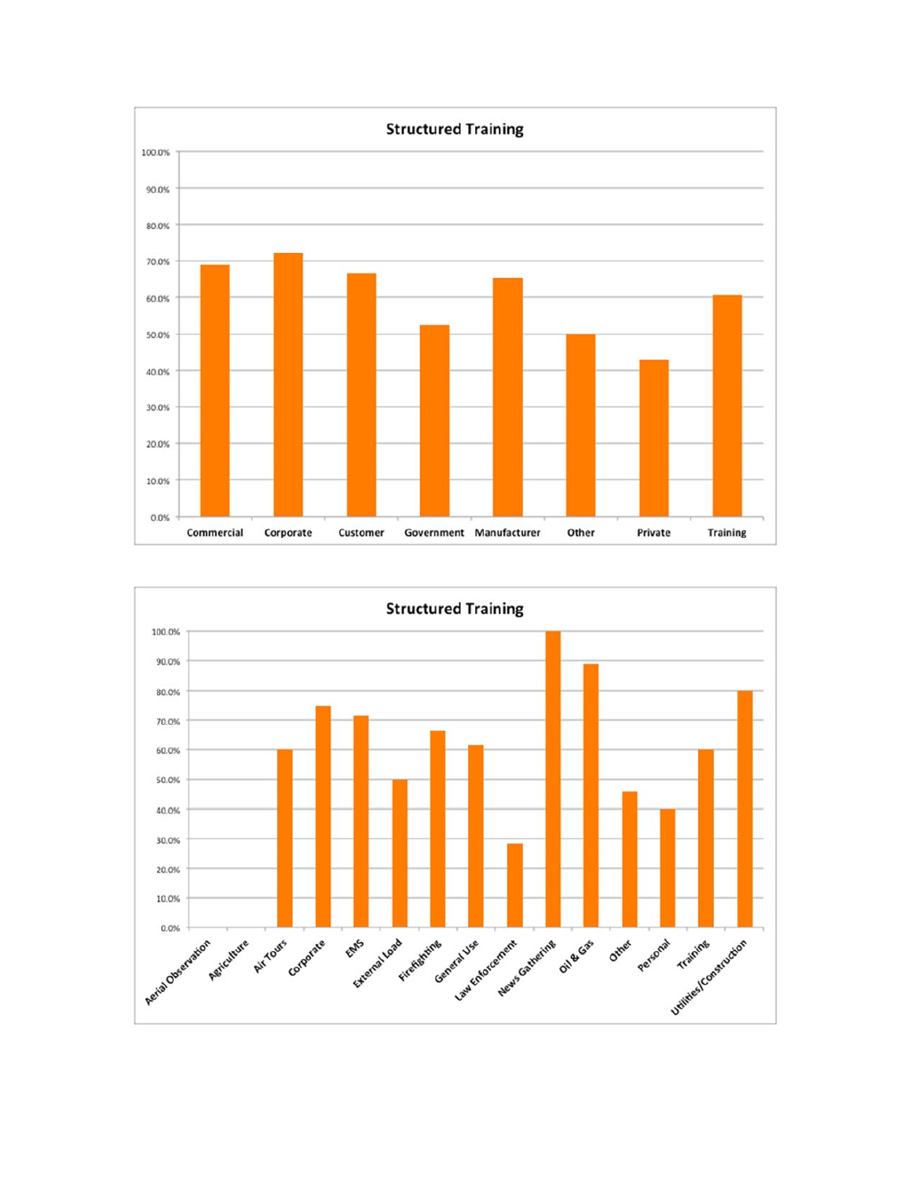**Structured Training**

| Category | Value |
|---|---|
| Commercial | ~69% |
| Corporate | ~72% |
| Customer | ~66.5% |
| Government | ~52.5% |
| Manufacturer | ~65% |
| Other | ~50% |
| Private | ~43% |
| Training | ~60.5% |

**Structured Training**

| Category | Value |
|---|---|
| Aerial Observation | 0% |
| Agriculture | 0% |
| Air Tours | ~60% |
| Corporate | ~75% |
| EMS | ~71.5% |
| External Load | ~50% |
| Firefighting | ~66.5% |
| General Use | ~61.5% |
| Law Enforcement | ~28.5% |
| News Gathering | ~100% |
| Oil & Gas | ~89% |
| Other | ~46% |
| Personal | ~40% |
| Training | ~60% |
| Utilities/Construction | ~80% |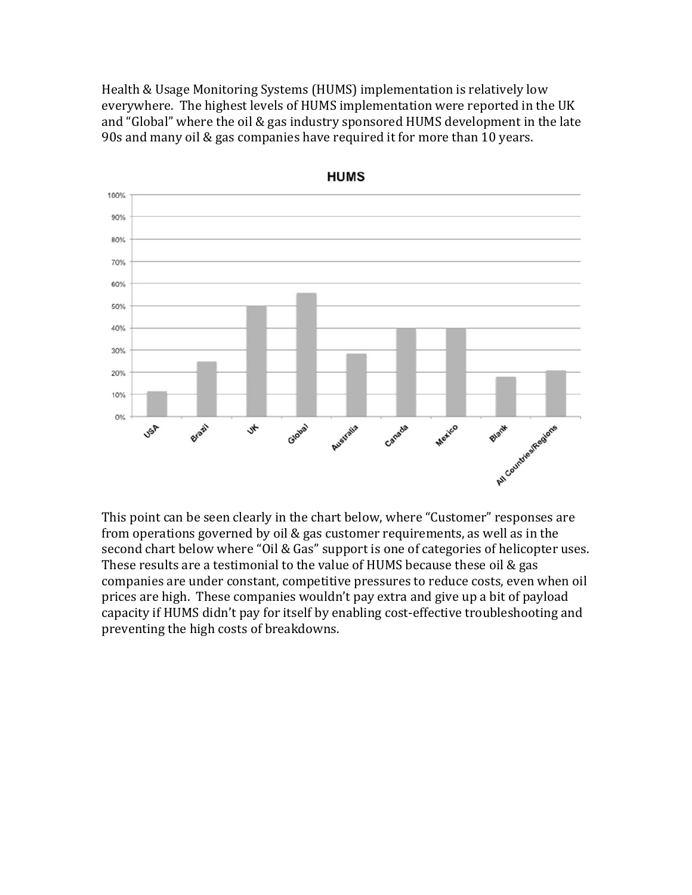Health & Usage Monitoring Systems (HUMS) implementation is relatively low everywhere. The highest levels of HUMS implementation were reported in the UK and "Global" where the oil & gas industry sponsored HUMS development in the late 90s and many oil & gas companies have required it for more than 10 years.

This point can be seen clearly in the chart below, where "Customer" responses are from operations governed by oil & gas customer requirements, as well as in the second chart below where "Oil & Gas" support is one of categories of helicopter uses. These results are a testimonial to the value of HUMS because these oil & gas companies are under constant, competitive pressures to reduce costs, even when oil prices are high. These companies wouldn't pay extra and give up a bit of payload capacity if HUMS didn't pay for itself by enabling cost-effective troubleshooting and preventing the high costs of breakdowns.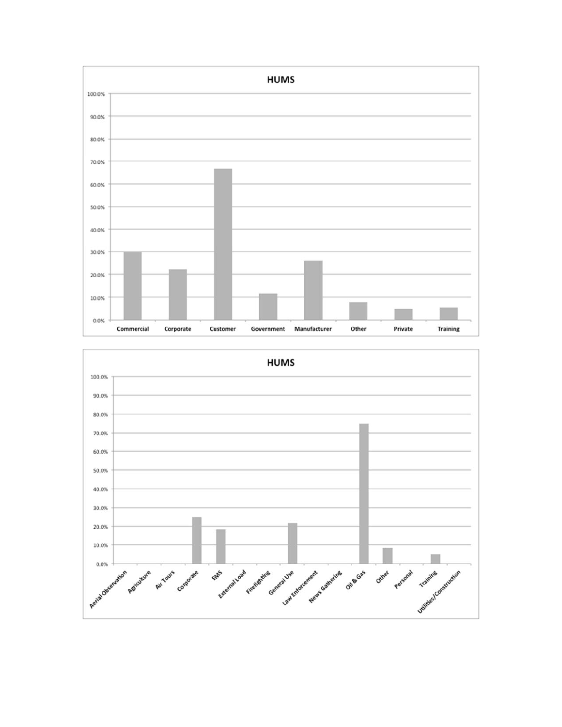**HUMS**

100.0%
90.0%
80.0%
70.0%
60.0%
50.0%
40.0%
30.0%
20.0%
10.0%
0.0%

Commercial | Corporate | Customer | Government | Manufacturer | Other | Private | Training

**HUMS**

100.0%
90.0%
80.0%
70.0%
60.0%
50.0%
40.0%
30.0%
20.0%
10.0%
0.0%

Aerial Observation | Agriculture | Air Tours | Corporate | EMS | External Load | Firefighting | General Use | Law Enforcement | News Gathering | Oil & Gas | Other | Personal | Training | Utilities/Construction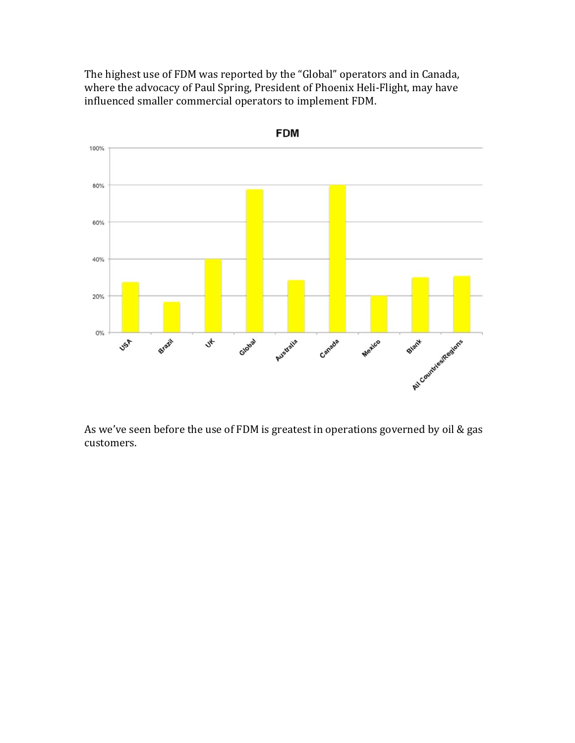The highest use of FDM was reported by the "Global" operators and in Canada, where the advocacy of Paul Spring, President of Phoenix Heli-Flight, may have influenced smaller commercial operators to implement FDM.

As we've seen before the use of FDM is greatest in operations governed by oil & gas customers.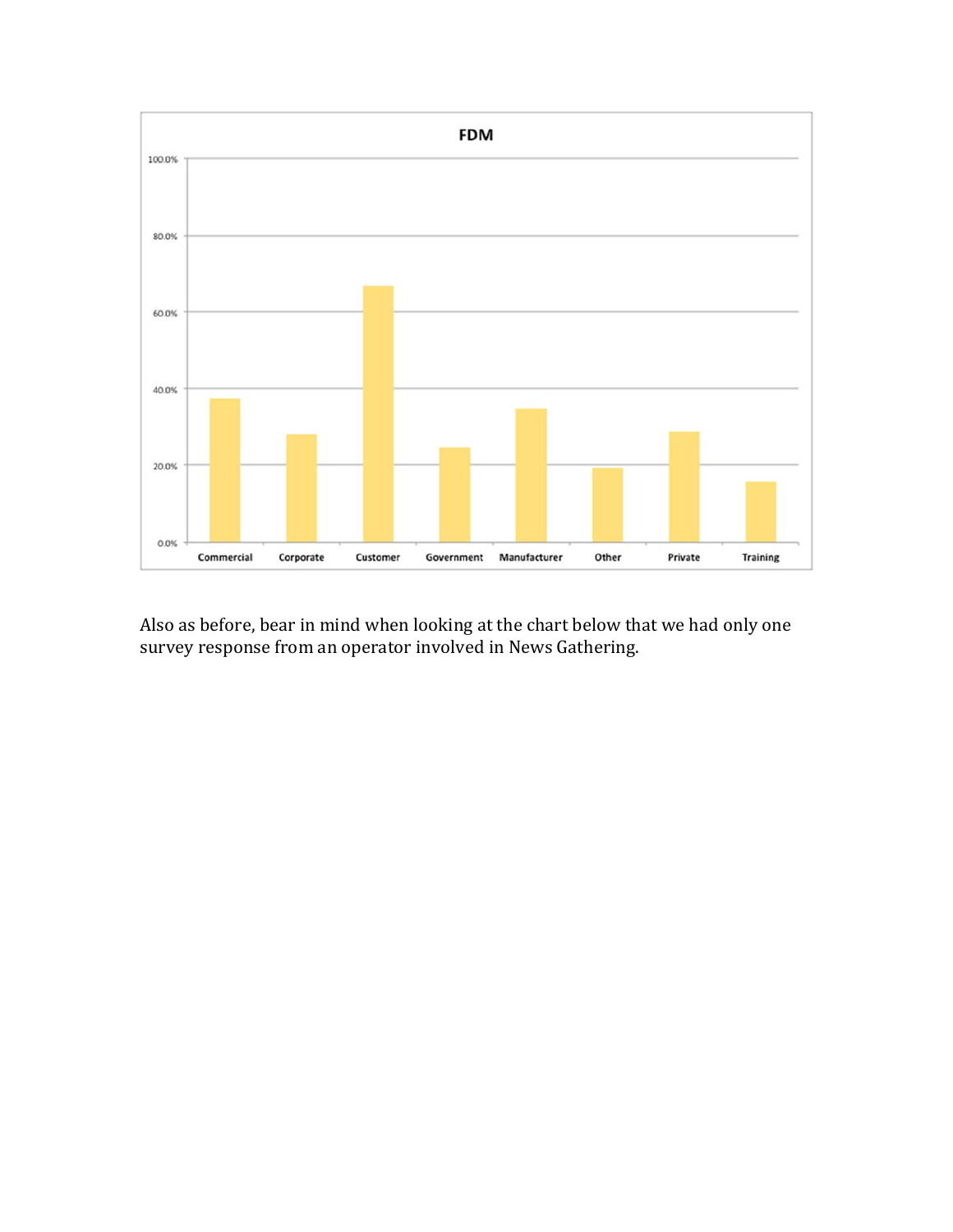**FDM**

| Category | Value (approx.) |
|---|---|
| Commercial | 37% |
| Corporate | 28% |
| Customer | 67% |
| Government | 24% |
| Manufacturer | 35% |
| Other | 19% |
| Private | 29% |
| Training | 16% |

Also as before, bear in mind when looking at the chart below that we had only one survey response from an operator involved in News Gathering.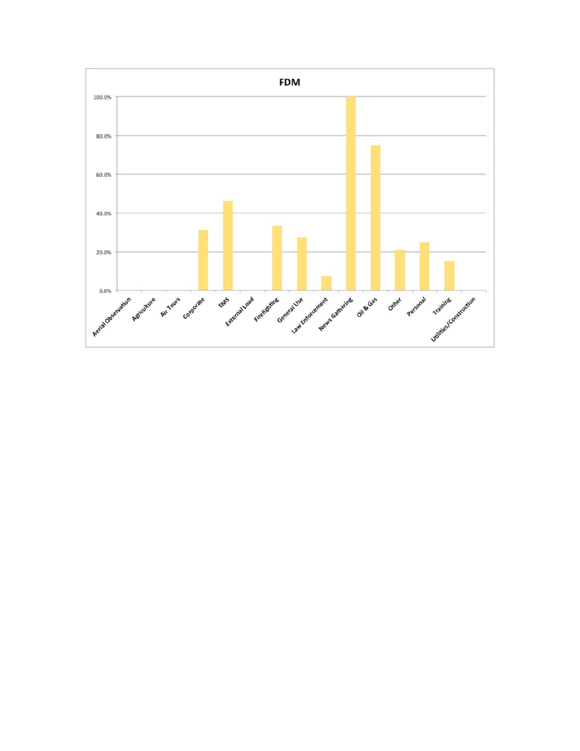**FDM**

| Category | FDM |
|---|---|
| Aerial Observation | 0.0% |
| Agriculture | 0.0% |
| Air Tours | 0.0% |
| Corporate | 31.3% |
| EMS | 46.2% |
| External Load | 0.0% |
| Firefighting | 33.3% |
| General Use | 27.3% |
| Law Enforcement | 7.1% |
| News Gathering | 100.0% |
| Oil & Gas | 75.0% |
| Other | 20.8% |
| Personal | 25.0% |
| Training | 15.2% |
| Utilities/Construction | 0.0% |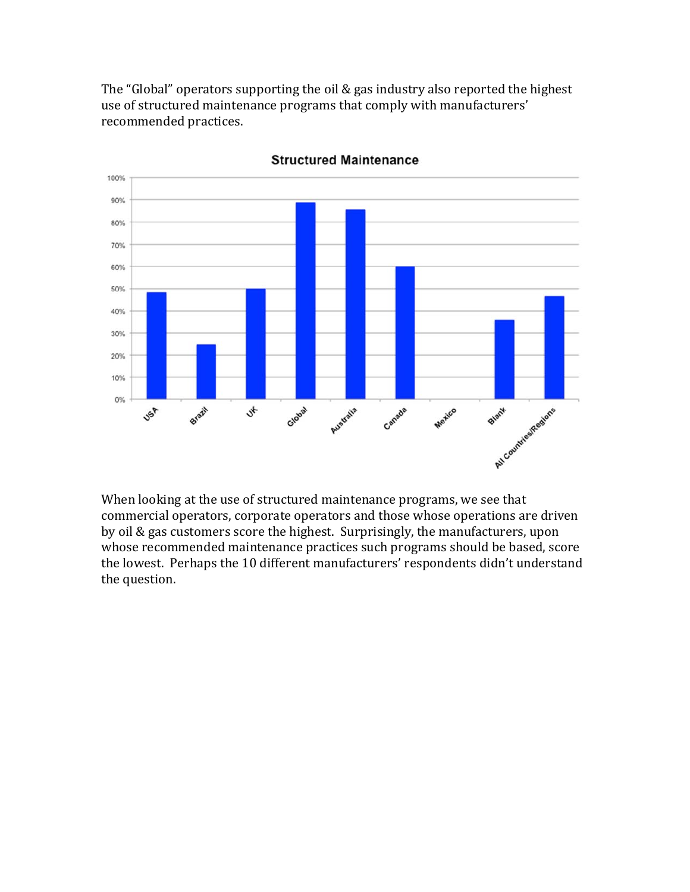The "Global" operators supporting the oil & gas industry also reported the highest use of structured maintenance programs that comply with manufacturers' recommended practices.

When looking at the use of structured maintenance programs, we see that commercial operators, corporate operators and those whose operations are driven by oil & gas customers score the highest. Surprisingly, the manufacturers, upon whose recommended maintenance practices such programs should be based, score the lowest. Perhaps the 10 different manufacturers' respondents didn't understand the question.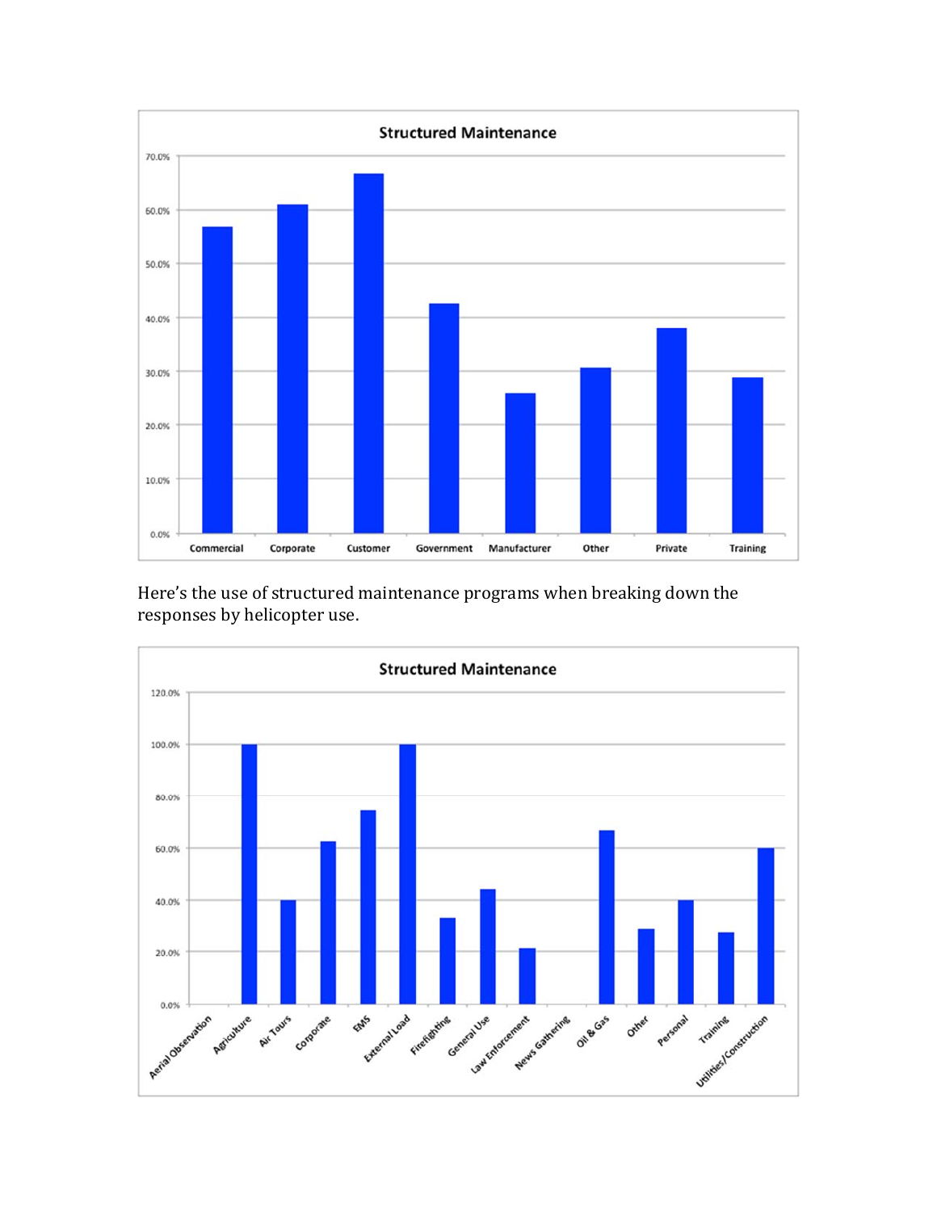**Structured Maintenance**

Here's the use of structured maintenance programs when breaking down the responses by helicopter use.

**Structured Maintenance**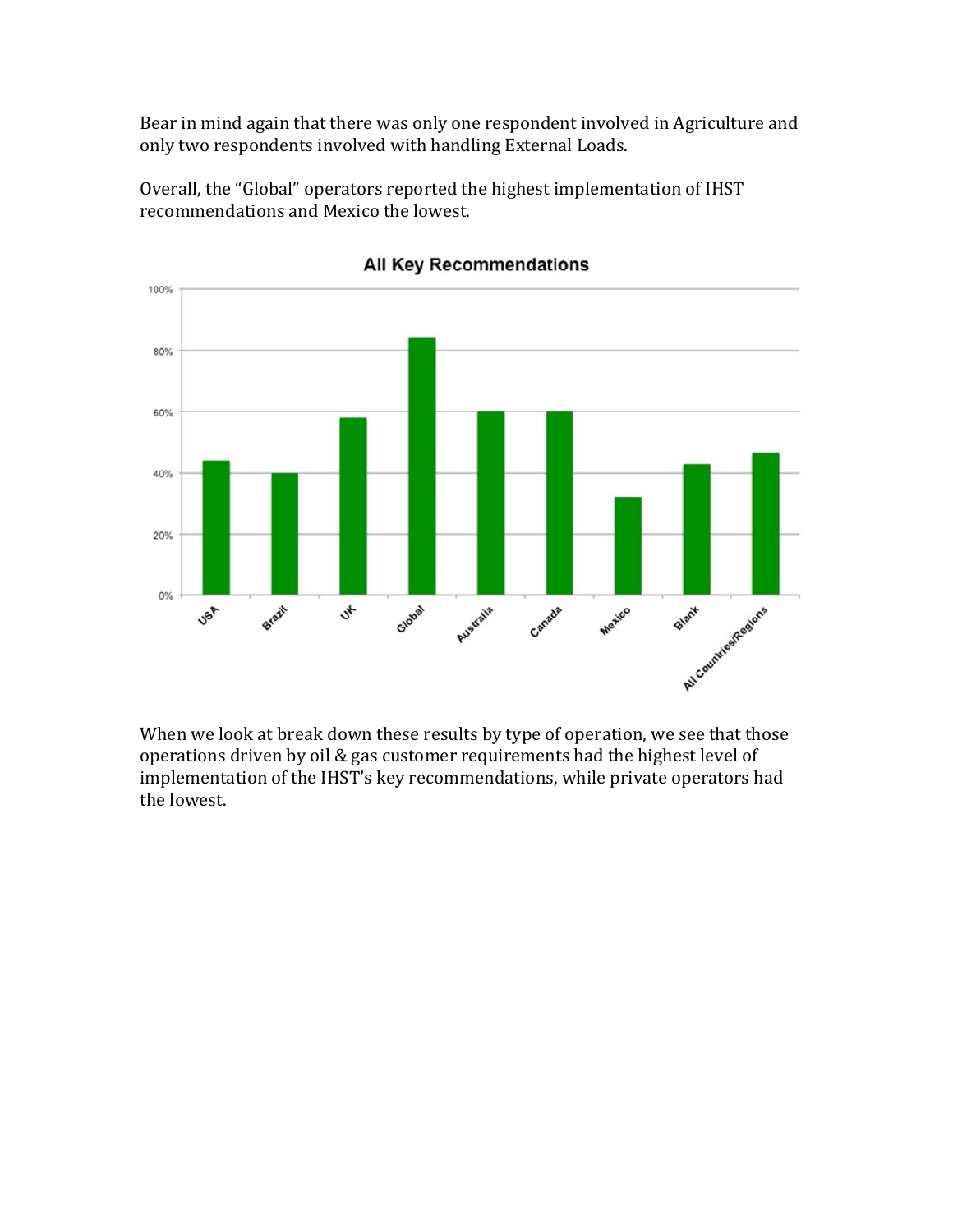Bear in mind again that there was only one respondent involved in Agriculture and only two respondents involved with handling External Loads.

Overall, the "Global" operators reported the highest implementation of IHST recommendations and Mexico the lowest.

**All Key Recommendations**

When we look at break down these results by type of operation, we see that those operations driven by oil & gas customer requirements had the highest level of implementation of the IHST's key recommendations, while private operators had the lowest.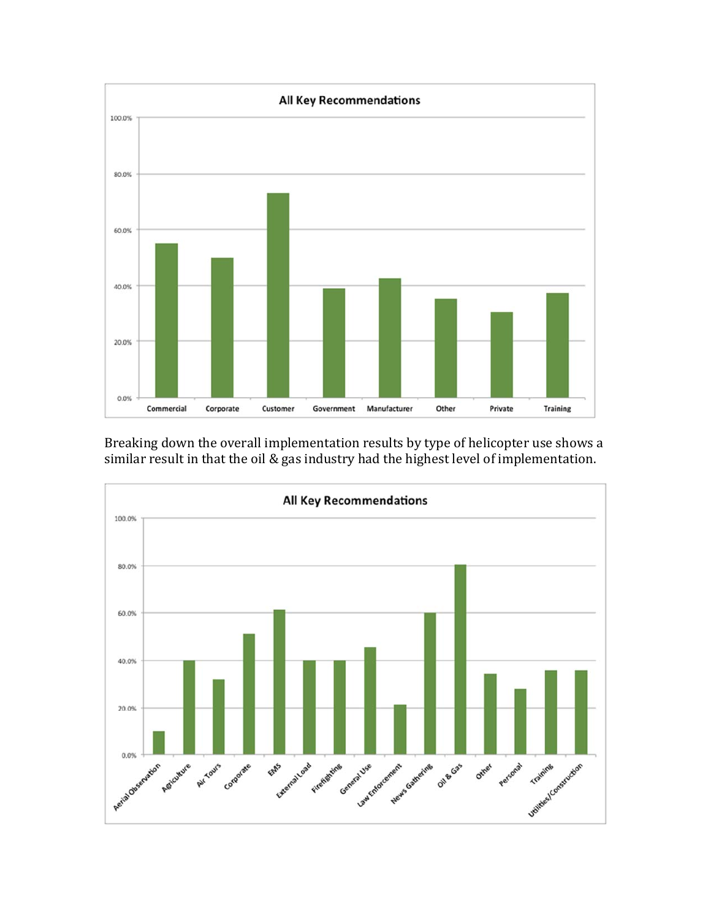**All Key Recommendations**

| Category | Value |
|---|---|
| Commercial | ~55% |
| Corporate | ~50% |
| Customer | ~73% |
| Government | ~39% |
| Manufacturer | ~42% |
| Other | ~35% |
| Private | ~30% |
| Training | ~37% |

Breaking down the overall implementation results by type of helicopter use shows a similar result in that the oil & gas industry had the highest level of implementation.

**All Key Recommendations**

| Type of Use | Value |
|---|---|
| Aerial Observation | ~10% |
| Agriculture | ~40% |
| Air Tours | ~32% |
| Corporate | ~51% |
| EMS | ~61% |
| External Load | ~40% |
| Firefighting | ~40% |
| General Use | ~45% |
| Law Enforcement | ~21% |
| News Gathering | ~60% |
| Oil & Gas | ~80% |
| Other | ~34% |
| Personal | ~28% |
| Training | ~36% |
| Utilities/Construction | ~36% |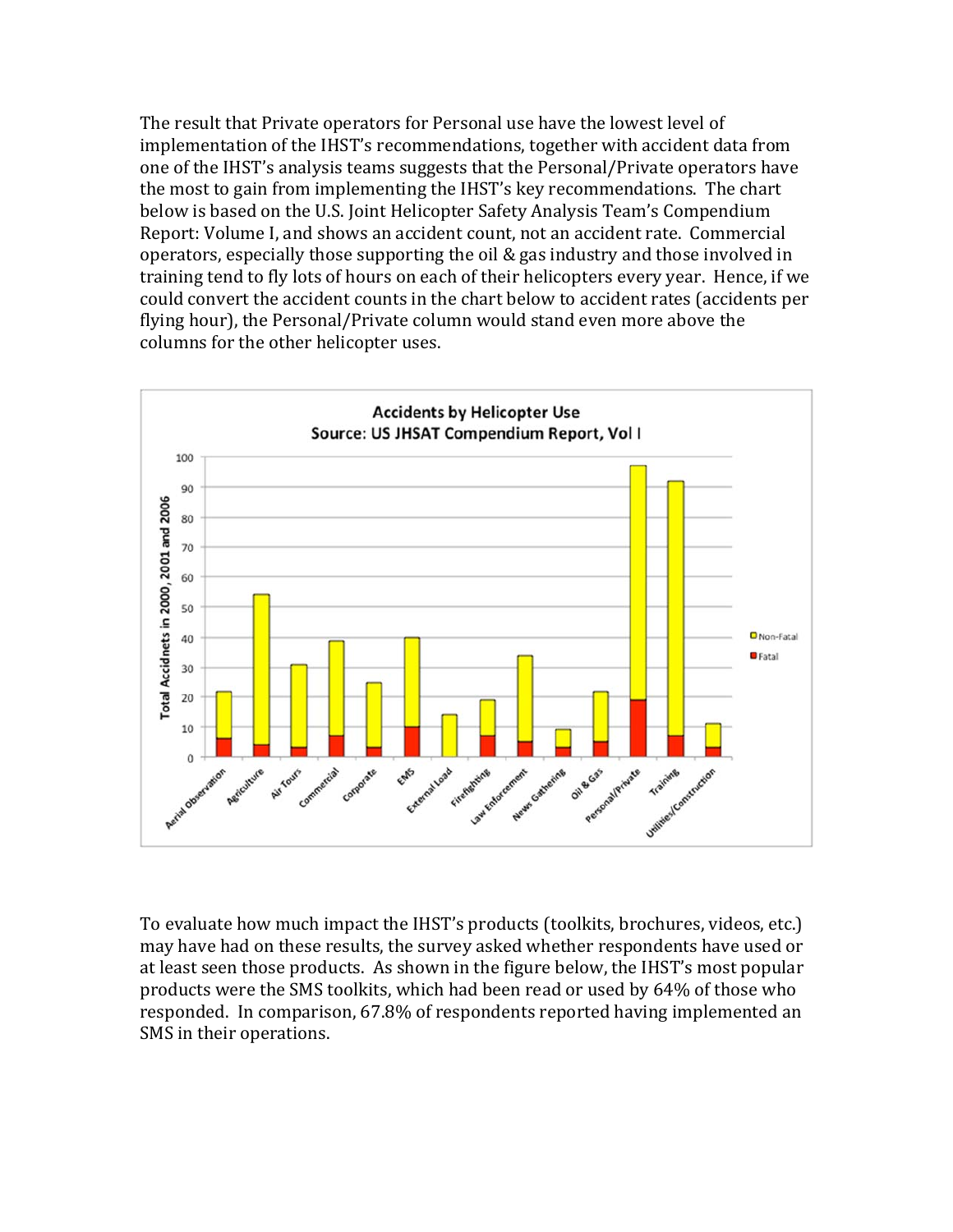The result that Private operators for Personal use have the lowest level of implementation of the IHST's recommendations, together with accident data from one of the IHST's analysis teams suggests that the Personal/Private operators have the most to gain from implementing the IHST's key recommendations. The chart below is based on the U.S. Joint Helicopter Safety Analysis Team's Compendium Report: Volume I, and shows an accident count, not an accident rate. Commercial operators, especially those supporting the oil & gas industry and those involved in training tend to fly lots of hours on each of their helicopters every year. Hence, if we could convert the accident counts in the chart below to accident rates (accidents per flying hour), the Personal/Private column would stand even more above the columns for the other helicopter uses.

To evaluate how much impact the IHST's products (toolkits, brochures, videos, etc.) may have had on these results, the survey asked whether respondents have used or at least seen those products. As shown in the figure below, the IHST's most popular products were the SMS toolkits, which had been read or used by 64% of those who responded. In comparison, 67.8% of respondents reported having implemented an SMS in their operations.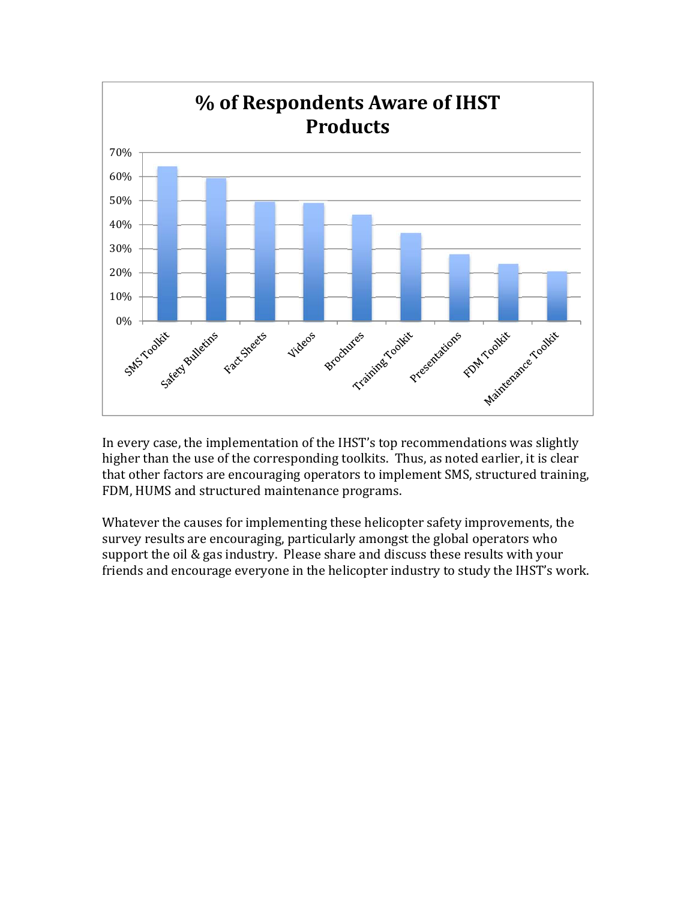% of Respondents Aware of IHST Products

70%
60%
50%
40%
30%
20%
10%
0%

SMS Toolkit
Safety Bulletins
Fact Sheets
Videos
Brochures
Training Toolkit
Presentations
FDM Toolkit
Maintenance Toolkit

In every case, the implementation of the IHST's top recommendations was slightly higher than the use of the corresponding toolkits. Thus, as noted earlier, it is clear that other factors are encouraging operators to implement SMS, structured training, FDM, HUMS and structured maintenance programs.

Whatever the causes for implementing these helicopter safety improvements, the survey results are encouraging, particularly amongst the global operators who support the oil & gas industry. Please share and discuss these results with your friends and encourage everyone in the helicopter industry to study the IHST's work.